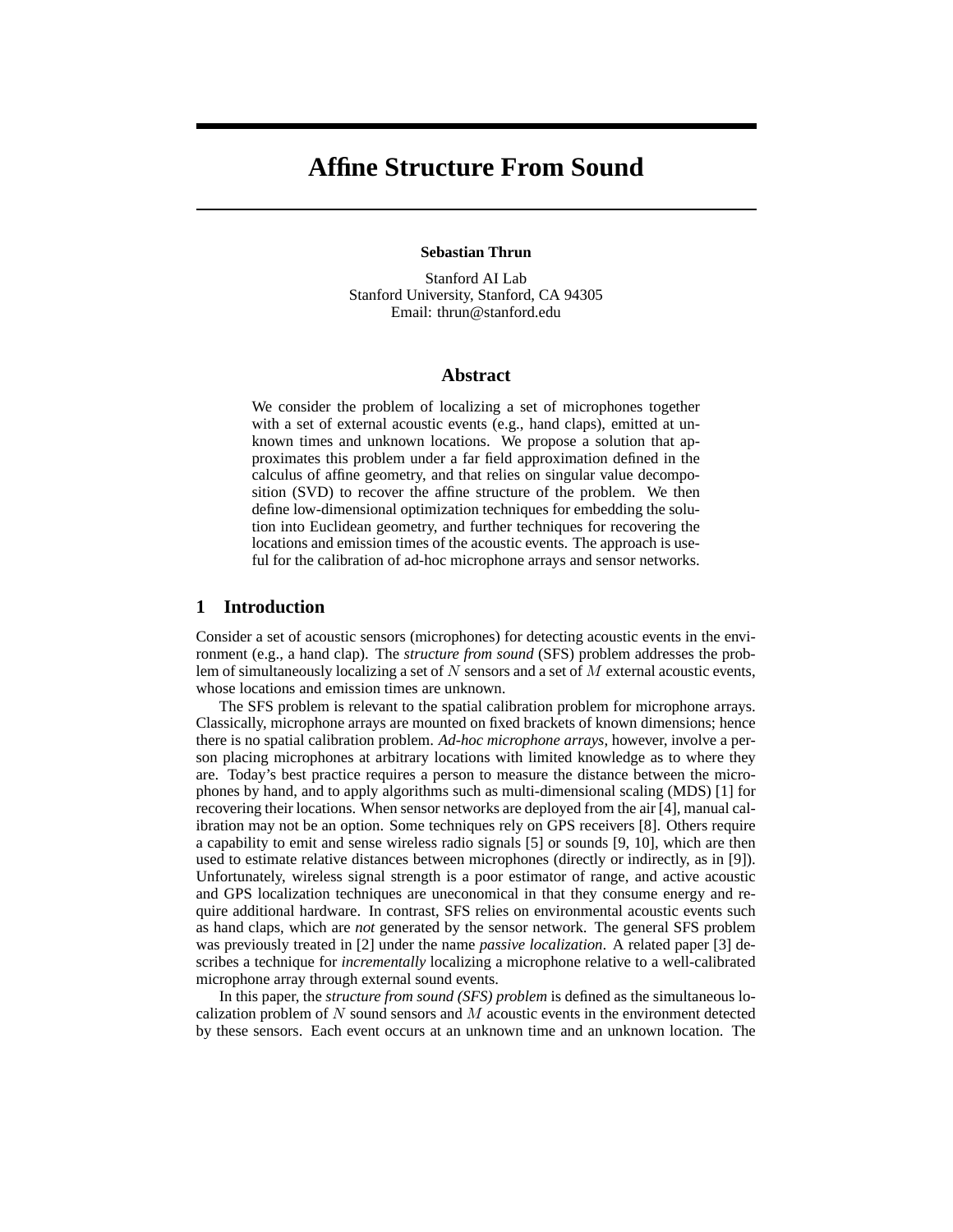# Affine Structure From Sound

**Sebastian Thrun**

Stanford AI Lab
Stanford University, Stanford, CA 94305
Email: thrun@stanford.edu

## Abstract

We consider the problem of localizing a set of microphones together with a set of external acoustic events (e.g., hand claps), emitted at unknown times and unknown locations. We propose a solution that approximates this problem under a far field approximation defined in the calculus of affine geometry, and that relies on singular value decomposition (SVD) to recover the affine structure of the problem. We then define low-dimensional optimization techniques for embedding the solution into Euclidean geometry, and further techniques for recovering the locations and emission times of the acoustic events. The approach is useful for the calibration of ad-hoc microphone arrays and sensor networks.

## 1 Introduction

Consider a set of acoustic sensors (microphones) for detecting acoustic events in the environment (e.g., a hand clap). The *structure from sound* (SFS) problem addresses the problem of simultaneously localizing a set of $N$ sensors and a set of $M$ external acoustic events, whose locations and emission times are unknown.

The SFS problem is relevant to the spatial calibration problem for microphone arrays. Classically, microphone arrays are mounted on fixed brackets of known dimensions; hence there is no spatial calibration problem. *Ad-hoc microphone arrays*, however, involve a person placing microphones at arbitrary locations with limited knowledge as to where they are. Today's best practice requires a person to measure the distance between the microphones by hand, and to apply algorithms such as multi-dimensional scaling (MDS) [1] for recovering their locations. When sensor networks are deployed from the air [4], manual calibration may not be an option. Some techniques rely on GPS receivers [8]. Others require a capability to emit and sense wireless radio signals [5] or sounds [9, 10], which are then used to estimate relative distances between microphones (directly or indirectly, as in [9]). Unfortunately, wireless signal strength is a poor estimator of range, and active acoustic and GPS localization techniques are uneconomical in that they consume energy and require additional hardware. In contrast, SFS relies on environmental acoustic events such as hand claps, which are *not* generated by the sensor network. The general SFS problem was previously treated in [2] under the name *passive localization*. A related paper [3] describes a technique for *incrementally* localizing a microphone relative to a well-calibrated microphone array through external sound events.

In this paper, the *structure from sound (SFS) problem* is defined as the simultaneous localization problem of $N$ sound sensors and $M$ acoustic events in the environment detected by these sensors. Each event occurs at an unknown time and an unknown location. The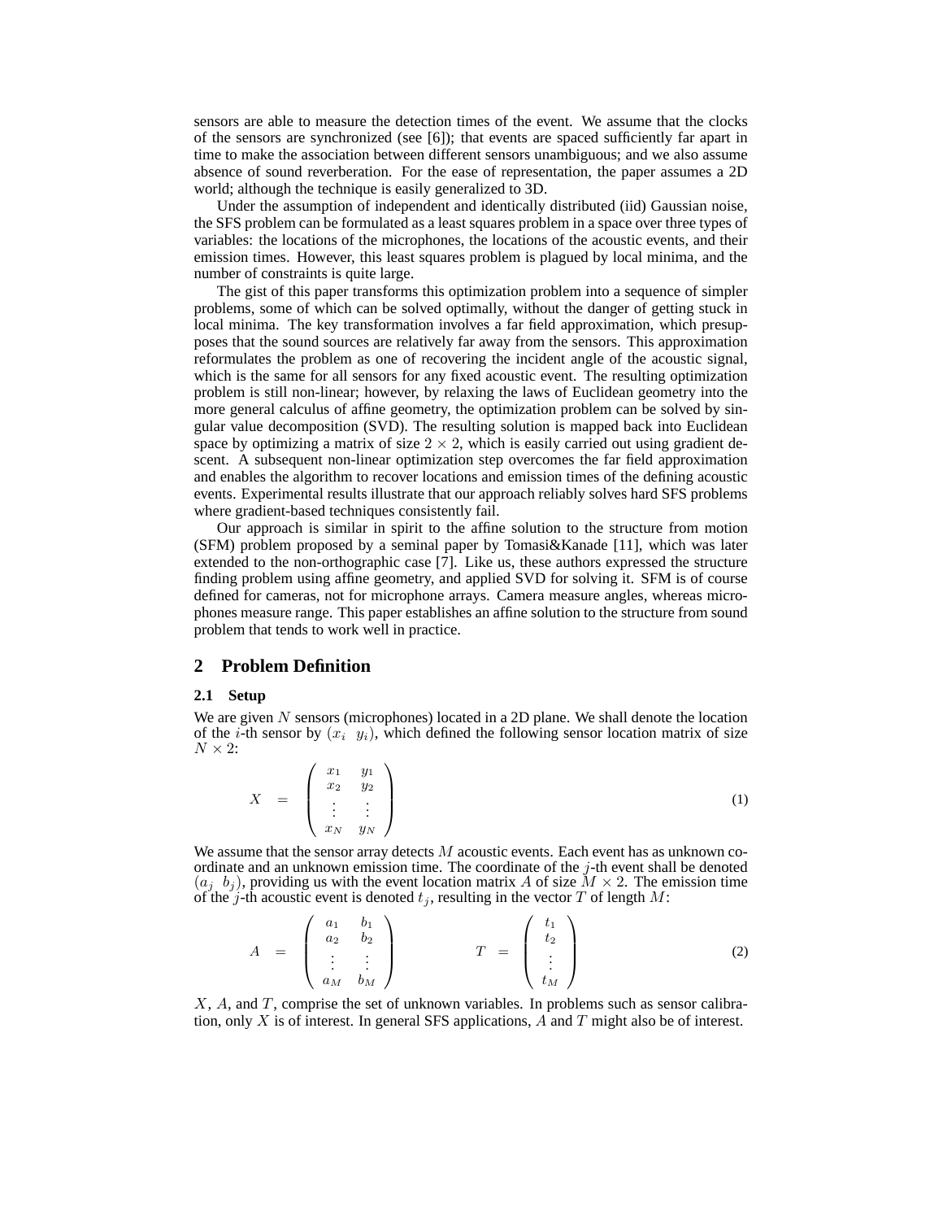sensors are able to measure the detection times of the event. We assume that the clocks of the sensors are synchronized (see [6]); that events are spaced sufficiently far apart in time to make the association between different sensors unambiguous; and we also assume absence of sound reverberation. For the ease of representation, the paper assumes a 2D world; although the technique is easily generalized to 3D.

Under the assumption of independent and identically distributed (iid) Gaussian noise, the SFS problem can be formulated as a least squares problem in a space over three types of variables: the locations of the microphones, the locations of the acoustic events, and their emission times. However, this least squares problem is plagued by local minima, and the number of constraints is quite large.

The gist of this paper transforms this optimization problem into a sequence of simpler problems, some of which can be solved optimally, without the danger of getting stuck in local minima. The key transformation involves a far field approximation, which presupposes that the sound sources are relatively far away from the sensors. This approximation reformulates the problem as one of recovering the incident angle of the acoustic signal, which is the same for all sensors for any fixed acoustic event. The resulting optimization problem is still non-linear; however, by relaxing the laws of Euclidean geometry into the more general calculus of affine geometry, the optimization problem can be solved by singular value decomposition (SVD). The resulting solution is mapped back into Euclidean space by optimizing a matrix of size $2 \times 2$, which is easily carried out using gradient descent. A subsequent non-linear optimization step overcomes the far field approximation and enables the algorithm to recover locations and emission times of the defining acoustic events. Experimental results illustrate that our approach reliably solves hard SFS problems where gradient-based techniques consistently fail.

Our approach is similar in spirit to the affine solution to the structure from motion (SFM) problem proposed by a seminal paper by Tomasi&Kanade [11], which was later extended to the non-orthographic case [7]. Like us, these authors expressed the structure finding problem using affine geometry, and applied SVD for solving it. SFM is of course defined for cameras, not for microphone arrays. Camera measure angles, whereas microphones measure range. This paper establishes an affine solution to the structure from sound problem that tends to work well in practice.

## 2 Problem Definition

### 2.1 Setup

We are given $N$ sensors (microphones) located in a 2D plane. We shall denote the location of the $i$-th sensor by $(x_i \;\; y_i)$, which defined the following sensor location matrix of size $N \times 2$:

$$X = \begin{pmatrix} x_1 & y_1 \\ x_2 & y_2 \\ \vdots & \vdots \\ x_N & y_N \end{pmatrix} \tag{1}$$

We assume that the sensor array detects $M$ acoustic events. Each event has as unknown coordinate and an unknown emission time. The coordinate of the $j$-th event shall be denoted $(a_j \;\; b_j)$, providing us with the event location matrix $A$ of size $M \times 2$. The emission time of the $j$-th acoustic event is denoted $t_j$, resulting in the vector $T$ of length $M$:

$$A = \begin{pmatrix} a_1 & b_1 \\ a_2 & b_2 \\ \vdots & \vdots \\ a_M & b_M \end{pmatrix} \qquad T = \begin{pmatrix} t_1 \\ t_2 \\ \vdots \\ t_M \end{pmatrix} \tag{2}$$

$X$, $A$, and $T$, comprise the set of unknown variables. In problems such as sensor calibration, only $X$ is of interest. In general SFS applications, $A$ and $T$ might also be of interest.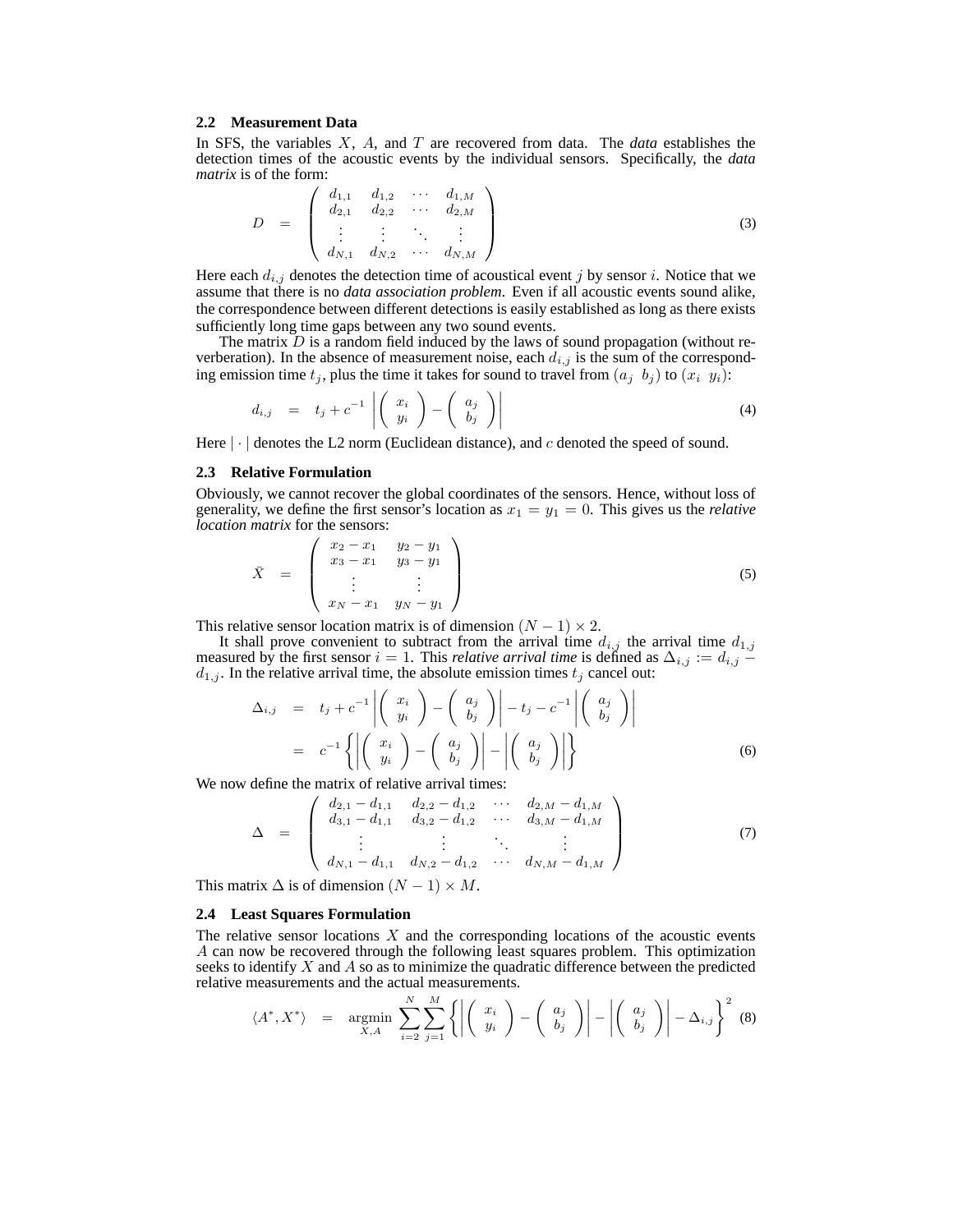### 2.2 Measurement Data

In SFS, the variables $X$, $A$, and $T$ are recovered from data. The ***data*** establishes the detection times of the acoustic events by the individual sensors. Specifically, the ***data matrix*** is of the form:

$$
D \quad = \quad \begin{pmatrix} d_{1,1} & d_{1,2} & \cdots & d_{1,M} \\ d_{2,1} & d_{2,2} & \cdots & d_{2,M} \\ \vdots & \vdots & \ddots & \vdots \\ d_{N,1} & d_{N,2} & \cdots & d_{N,M} \end{pmatrix} \tag{3}
$$

Here each $d_{i,j}$ denotes the detection time of acoustical event $j$ by sensor $i$. Notice that we assume that there is no *data association problem*. Even if all acoustic events sound alike, the correspondence between different detections is easily established as long as there exists sufficiently long time gaps between any two sound events.

The matrix $D$ is a random field induced by the laws of sound propagation (without reverberation). In the absence of measurement noise, each $d_{i,j}$ is the sum of the corresponding emission time $t_j$, plus the time it takes for sound to travel from $(a_j \;\; b_j)$ to $(x_i \;\; y_i)$:

$$
d_{i,j} \quad = \quad t_j + c^{-1} \left| \begin{pmatrix} x_i \\ y_i \end{pmatrix} - \begin{pmatrix} a_j \\ b_j \end{pmatrix} \right| \tag{4}
$$

Here $|\cdot|$ denotes the L2 norm (Euclidean distance), and $c$ denoted the speed of sound.

### 2.3 Relative Formulation

Obviously, we cannot recover the global coordinates of the sensors. Hence, without loss of generality, we define the first sensor's location as $x_1 = y_1 = 0$. This gives us the ***relative location matrix*** for the sensors:

$$
\bar{X} \quad = \quad \begin{pmatrix} x_2 - x_1 & y_2 - y_1 \\ x_3 - x_1 & y_3 - y_1 \\ \vdots & \vdots \\ x_N - x_1 & y_N - y_1 \end{pmatrix} \tag{5}
$$

This relative sensor location matrix is of dimension $(N-1) \times 2$.

It shall prove convenient to subtract from the arrival time $d_{i,j}$ the arrival time $d_{1,j}$ measured by the first sensor $i = 1$. This *relative arrival time* is defined as $\Delta_{i,j} := d_{i,j} - d_{1,j}$. In the relative arrival time, the absolute emission times $t_j$ cancel out:

$$
\begin{aligned}
\Delta_{i,j} \quad &= \quad t_j + c^{-1} \left| \begin{pmatrix} x_i \\ y_i \end{pmatrix} - \begin{pmatrix} a_j \\ b_j \end{pmatrix} \right| - t_j - c^{-1} \left| \begin{pmatrix} a_j \\ b_j \end{pmatrix} \right| \\
&= \quad c^{-1} \left\{ \left| \begin{pmatrix} x_i \\ y_i \end{pmatrix} - \begin{pmatrix} a_j \\ b_j \end{pmatrix} \right| - \left| \begin{pmatrix} a_j \\ b_j \end{pmatrix} \right| \right\}
\end{aligned} \tag{6}
$$

We now define the matrix of relative arrival times:

$$
\Delta \quad = \quad \begin{pmatrix} d_{2,1} - d_{1,1} & d_{2,2} - d_{1,2} & \cdots & d_{2,M} - d_{1,M} \\ d_{3,1} - d_{1,1} & d_{3,2} - d_{1,2} & \cdots & d_{3,M} - d_{1,M} \\ \vdots & \vdots & \ddots & \vdots \\ d_{N,1} - d_{1,1} & d_{N,2} - d_{1,2} & \cdots & d_{N,M} - d_{1,M} \end{pmatrix} \tag{7}
$$

This matrix $\Delta$ is of dimension $(N-1) \times M$.

### 2.4 Least Squares Formulation

The relative sensor locations $X$ and the corresponding locations of the acoustic events $A$ can now be recovered through the following least squares problem. This optimization seeks to identify $X$ and $A$ so as to minimize the quadratic difference between the predicted relative measurements and the actual measurements.

$$
\langle A^*, X^* \rangle \quad = \quad \underset{X,A}{\operatorname{argmin}} \sum_{i=2}^{N} \sum_{j=1}^{M} \left\{ \left| \begin{pmatrix} x_i \\ y_i \end{pmatrix} - \begin{pmatrix} a_j \\ b_j \end{pmatrix} \right| - \left| \begin{pmatrix} a_j \\ b_j \end{pmatrix} \right| - \Delta_{i,j} \right\}^2 \tag{8}
$$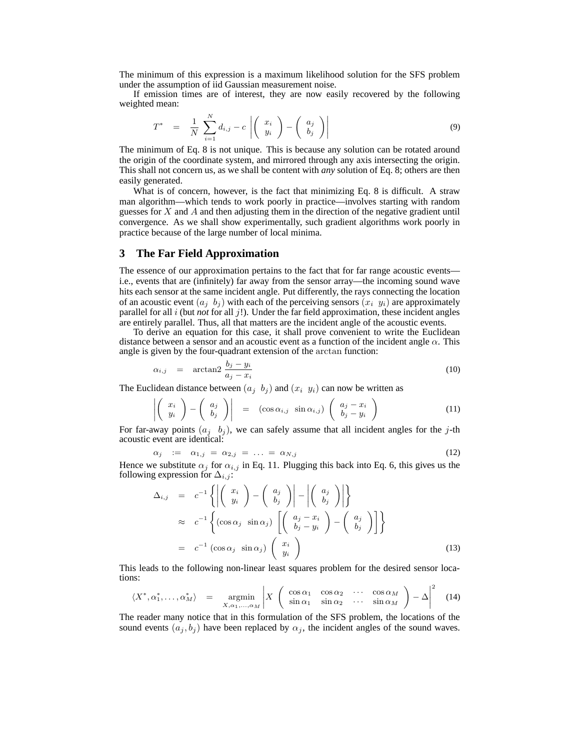The minimum of this expression is a maximum likelihood solution for the SFS problem under the assumption of iid Gaussian measurement noise.

If emission times are of interest, they are now easily recovered by the following weighted mean:

$$T^* \quad = \quad \frac{1}{N} \sum_{i=1}^{N} d_{i,j} - c \left| \begin{pmatrix} x_i \\ y_i \end{pmatrix} - \begin{pmatrix} a_j \\ b_j \end{pmatrix} \right| \tag{9}$$

The minimum of Eq. 8 is not unique. This is because any solution can be rotated around the origin of the coordinate system, and mirrored through any axis intersecting the origin. This shall not concern us, as we shall be content with ***any*** solution of Eq. 8; others are then easily generated.

What is of concern, however, is the fact that minimizing Eq. 8 is difficult. A straw man algorithm—which tends to work poorly in practice—involves starting with random guesses for $X$ and $A$ and then adjusting them in the direction of the negative gradient until convergence. As we shall show experimentally, such gradient algorithms work poorly in practice because of the large number of local minima.

## 3 The Far Field Approximation

The essence of our approximation pertains to the fact that for far range acoustic events—i.e., events that are (infinitely) far away from the sensor array—the incoming sound wave hits each sensor at the same incident angle. Put differently, the rays connecting the location of an acoustic event $(a_j \;\; b_j)$ with each of the perceiving sensors $(x_i \;\; y_i)$ are approximately parallel for all $i$ (but *not* for all $j$!). Under the far field approximation, these incident angles are entirely parallel. Thus, all that matters are the incident angle of the acoustic events.

To derive an equation for this case, it shall prove convenient to write the Euclidean distance between a sensor and an acoustic event as a function of the incident angle $\alpha$. This angle is given by the four-quadrant extension of the $\arctan$ function:

$$\alpha_{i,j} \quad = \quad \text{arctan2} \; \frac{b_j - y_i}{a_j - x_i} \tag{10}$$

The Euclidean distance between $(a_j \;\; b_j)$ and $(x_i \;\; y_i)$ can now be written as

$$\left| \begin{pmatrix} x_i \\ y_i \end{pmatrix} - \begin{pmatrix} a_j \\ b_j \end{pmatrix} \right| \quad = \quad (\cos \alpha_{i,j} \;\; \sin \alpha_{i,j}) \begin{pmatrix} a_j - x_i \\ b_j - y_i \end{pmatrix} \tag{11}$$

For far-away points $(a_j \;\; b_j)$, we can safely assume that all incident angles for the $j$-th acoustic event are identical:

$$\alpha_j \quad := \quad \alpha_{1,j} \; = \; \alpha_{2,j} \; = \; \ldots \; = \; \alpha_{N,j} \tag{12}$$

Hence we substitute $\alpha_j$ for $\alpha_{i,j}$ in Eq. 11. Plugging this back into Eq. 6, this gives us the following expression for $\Delta_{i,j}$:

$$\begin{aligned}
\Delta_{i,j} \quad &= \quad c^{-1} \left\{ \left| \begin{pmatrix} x_i \\ y_i \end{pmatrix} - \begin{pmatrix} a_j \\ b_j \end{pmatrix} \right| - \left| \begin{pmatrix} a_j \\ b_j \end{pmatrix} \right| \right\} \\
&\approx \quad c^{-1} \left\{ (\cos \alpha_j \;\; \sin \alpha_j) \left[ \begin{pmatrix} a_j - x_i \\ b_j - y_i \end{pmatrix} - \begin{pmatrix} a_j \\ b_j \end{pmatrix} \right] \right\} \\
&= \quad c^{-1} \; (\cos \alpha_j \;\; \sin \alpha_j) \begin{pmatrix} x_i \\ y_i \end{pmatrix}
\end{aligned} \tag{13}$$

This leads to the following non-linear least squares problem for the desired sensor locations:

$$\langle X^*, \alpha_1^*, \ldots, \alpha_M^* \rangle \quad = \quad \underset{X, \alpha_1, \ldots, \alpha_M}{\text{argmin}} \left| X \begin{pmatrix} \cos \alpha_1 & \cos \alpha_2 & \cdots & \cos \alpha_M \\ \sin \alpha_1 & \sin \alpha_2 & \cdots & \sin \alpha_M \end{pmatrix} - \Delta \right|^2 \tag{14}$$

The reader many notice that in this formulation of the SFS problem, the locations of the sound events $(a_j, b_j)$ have been replaced by $\alpha_j$, the incident angles of the sound waves.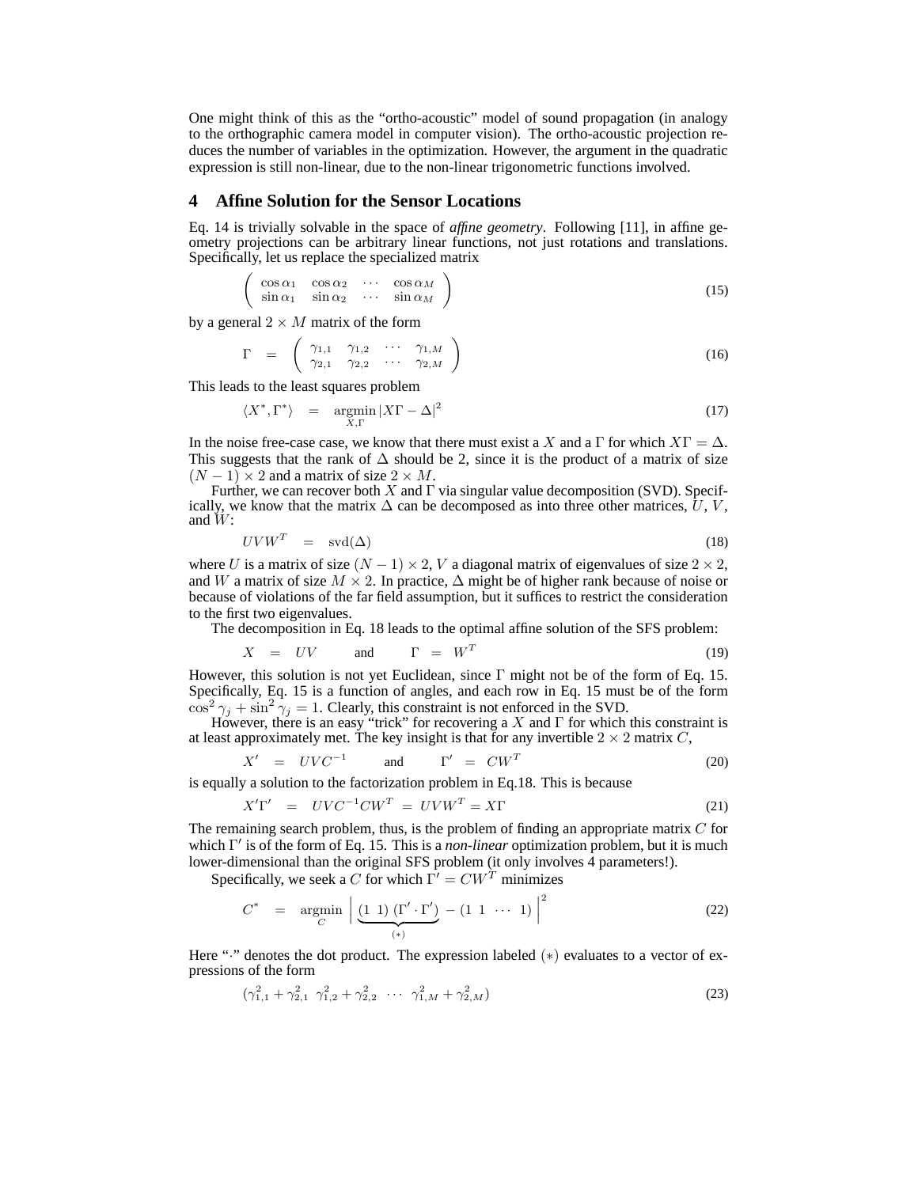One might think of this as the "ortho-acoustic" model of sound propagation (in analogy to the orthographic camera model in computer vision). The ortho-acoustic projection reduces the number of variables in the optimization. However, the argument in the quadratic expression is still non-linear, due to the non-linear trigonometric functions involved.

## 4 Affine Solution for the Sensor Locations

Eq. 14 is trivially solvable in the space of *affine geometry*. Following [11], in affine geometry projections can be arbitrary linear functions, not just rotations and translations. Specifically, let us replace the specialized matrix

$$\begin{pmatrix} \cos\alpha_1 & \cos\alpha_2 & \cdots & \cos\alpha_M \\ \sin\alpha_1 & \sin\alpha_2 & \cdots & \sin\alpha_M \end{pmatrix} \tag{15}$$

by a general $2 \times M$ matrix of the form

$$\Gamma \quad = \quad \begin{pmatrix} \gamma_{1,1} & \gamma_{1,2} & \cdots & \gamma_{1,M} \\ \gamma_{2,1} & \gamma_{2,2} & \cdots & \gamma_{2,M} \end{pmatrix} \tag{16}$$

This leads to the least squares problem

$$\langle X^*, \Gamma^* \rangle \quad = \quad \operatorname*{argmin}_{X,\Gamma} |X\Gamma - \Delta|^2 \tag{17}$$

In the noise free-case case, we know that there must exist a $X$ and a $\Gamma$ for which $X\Gamma = \Delta$. This suggests that the rank of $\Delta$ should be 2, since it is the product of a matrix of size $(N-1) \times 2$ and a matrix of size $2 \times M$.

Further, we can recover both $X$ and $\Gamma$ via singular value decomposition (SVD). Specifically, we know that the matrix $\Delta$ can be decomposed as into three other matrices, $U$, $V$, and $W$:

$$UVW^T \quad = \quad \text{svd}(\Delta) \tag{18}$$

where $U$ is a matrix of size $(N-1) \times 2$, $V$ a diagonal matrix of eigenvalues of size $2 \times 2$, and $W$ a matrix of size $M \times 2$. In practice, $\Delta$ might be of higher rank because of noise or because of violations of the far field assumption, but it suffices to restrict the consideration to the first two eigenvalues.

The decomposition in Eq. 18 leads to the optimal affine solution of the SFS problem:

$$X \quad = \quad UV \qquad \text{and} \qquad \Gamma \quad = \quad W^T \tag{19}$$

However, this solution is not yet Euclidean, since $\Gamma$ might not be of the form of Eq. 15. Specifically, Eq. 15 is a function of angles, and each row in Eq. 15 must be of the form $\cos^2\gamma_j + \sin^2\gamma_j = 1$. Clearly, this constraint is not enforced in the SVD.

However, there is an easy "trick" for recovering a $X$ and $\Gamma$ for which this constraint is at least approximately met. The key insight is that for any invertible $2 \times 2$ matrix $C$,

$$X' \quad = \quad UVC^{-1} \qquad \text{and} \qquad \Gamma' \quad = \quad CW^T \tag{20}$$

is equally a solution to the factorization problem in Eq.18. This is because

$$X'\Gamma' \quad = \quad UVC^{-1}CW^T \;=\; UVW^T = X\Gamma \tag{21}$$

The remaining search problem, thus, is the problem of finding an appropriate matrix $C$ for which $\Gamma'$ is of the form of Eq. 15. This is a *non-linear* optimization problem, but it is much lower-dimensional than the original SFS problem (it only involves 4 parameters!).

Specifically, we seek a $C$ for which $\Gamma' = CW^T$ minimizes

$$C^* \quad = \quad \operatorname*{argmin}_{C} \left| \underbrace{(1\;\,1)\,(\Gamma' \cdot \Gamma')}_{(*)} - (1\;\,1\;\,\cdots\;\,1) \right|^2 \tag{22}$$

Here "$\cdot$" denotes the dot product. The expression labeled $(*)$ evaluates to a vector of expressions of the form

$$(\gamma_{1,1}^2 + \gamma_{2,1}^2 \;\; \gamma_{1,2}^2 + \gamma_{2,2}^2 \;\; \cdots \;\; \gamma_{1,M}^2 + \gamma_{2,M}^2) \tag{23}$$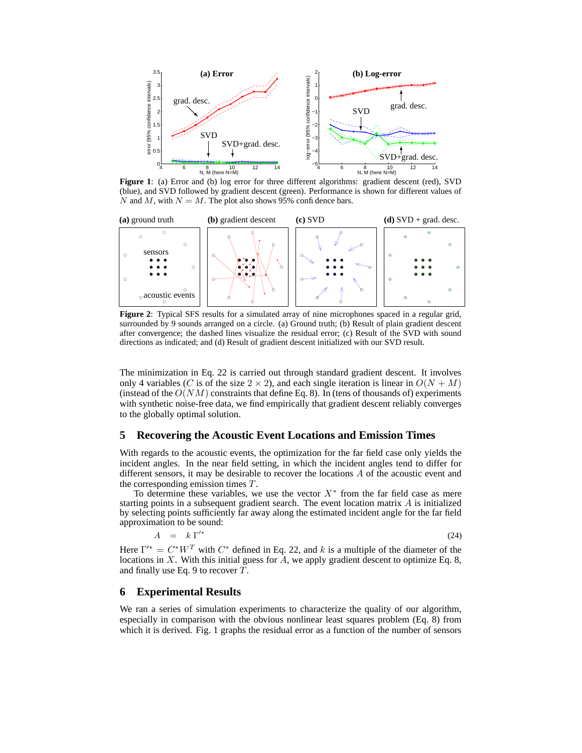**Figure 1**: (a) Error and (b) log error for three different algorithms: gradient descent (red), SVD (blue), and SVD followed by gradient descent (green). Performance is shown for different values of $N$ and $M$, with $N = M$. The plot also shows 95% confidence bars.

**Figure 2**: Typical SFS results for a simulated array of nine microphones spaced in a regular grid, surrounded by 9 sounds arranged on a circle. (a) Ground truth; (b) Result of plain gradient descent after convergence; the dashed lines visualize the residual error; (c) Result of the SVD with sound directions as indicated; and (d) Result of gradient descent initialized with our SVD result.

The minimization in Eq. 22 is carried out through standard gradient descent. It involves only 4 variables ($C$ is of the size $2 \times 2$), and each single iteration is linear in $O(N + M)$ (instead of the $O(NM)$ constraints that define Eq. 8). In (tens of thousands of) experiments with synthetic noise-free data, we find empirically that gradient descent reliably converges to the globally optimal solution.

## 5 Recovering the Acoustic Event Locations and Emission Times

With regards to the acoustic events, the optimization for the far field case only yields the incident angles. In the near field setting, in which the incident angles tend to differ for different sensors, it may be desirable to recover the locations $A$ of the acoustic event and the corresponding emission times $T$.

To determine these variables, we use the vector $X^*$ from the far field case as mere starting points in a subsequent gradient search. The event location matrix $A$ is initialized by selecting points sufficiently far away along the estimated incident angle for the far field approximation to be sound:

$$A \quad = \quad k \, \Gamma'^{*} \tag{24}$$

Here $\Gamma'^{*} = C^{*} W^{T}$ with $C^{*}$ defined in Eq. 22, and $k$ is a multiple of the diameter of the locations in $X$. With this initial guess for $A$, we apply gradient descent to optimize Eq. 8, and finally use Eq. 9 to recover $T$.

## 6 Experimental Results

We ran a series of simulation experiments to characterize the quality of our algorithm, especially in comparison with the obvious nonlinear least squares problem (Eq. 8) from which it is derived. Fig. 1 graphs the residual error as a function of the number of sensors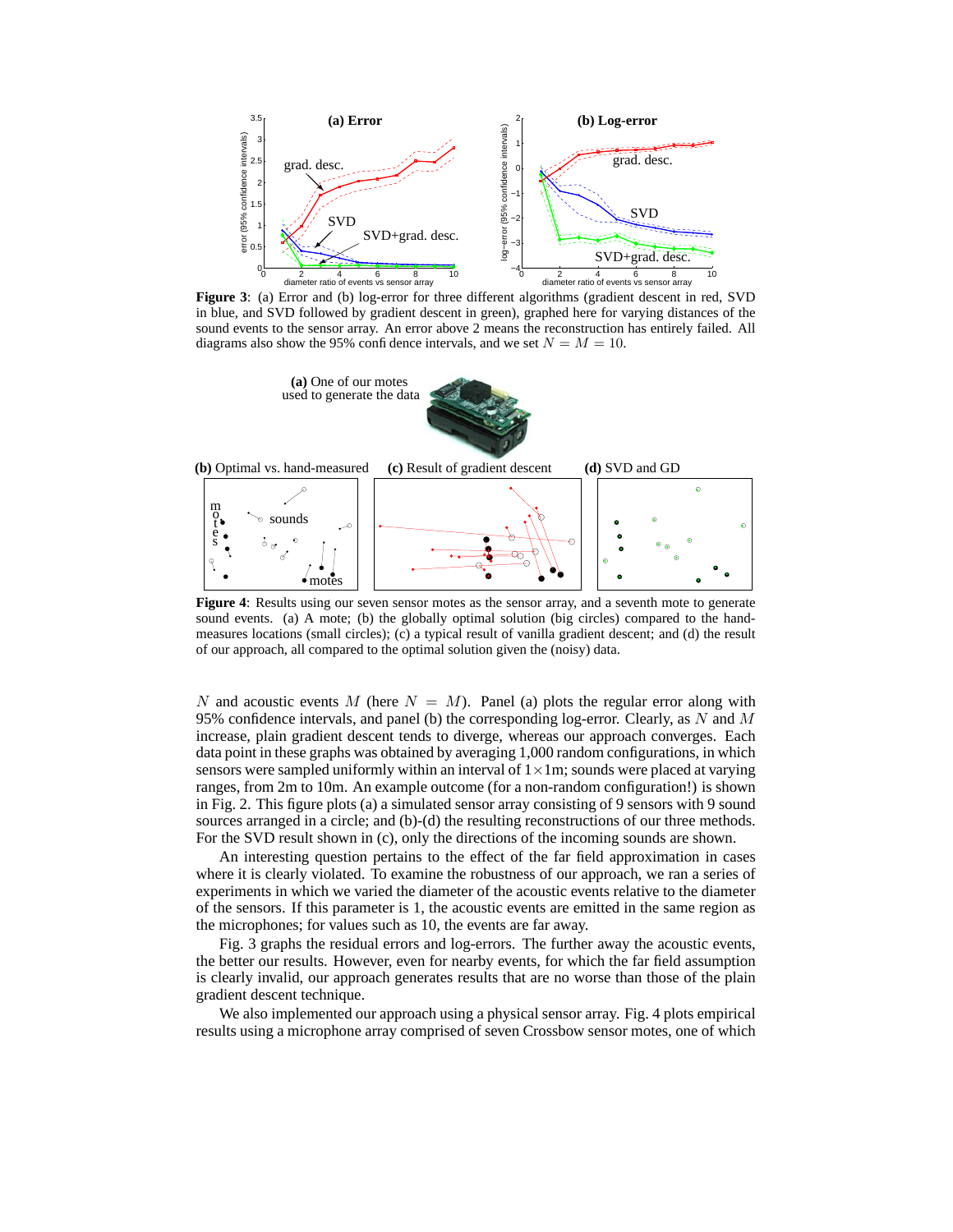**Figure 3**: (a) Error and (b) log-error for three different algorithms (gradient descent in red, SVD in blue, and SVD followed by gradient descent in green), graphed here for varying distances of the sound events to the sensor array. An error above 2 means the reconstruction has entirely failed. All diagrams also show the 95% confidence intervals, and we set $N = M = 10$.

**Figure 4**: Results using our seven sensor motes as the sensor array, and a seventh mote to generate sound events. (a) A mote; (b) the globally optimal solution (big circles) compared to the hand-measures locations (small circles); (c) a typical result of vanilla gradient descent; and (d) the result of our approach, all compared to the optimal solution given the (noisy) data.

$N$ and acoustic events $M$ (here $N = M$). Panel (a) plots the regular error along with 95% confidence intervals, and panel (b) the corresponding log-error. Clearly, as $N$ and $M$ increase, plain gradient descent tends to diverge, whereas our approach converges. Each data point in these graphs was obtained by averaging 1,000 random configurations, in which sensors were sampled uniformly within an interval of $1 \times 1$m; sounds were placed at varying ranges, from 2m to 10m. An example outcome (for a non-random configuration!) is shown in Fig. 2. This figure plots (a) a simulated sensor array consisting of 9 sensors with 9 sound sources arranged in a circle; and (b)-(d) the resulting reconstructions of our three methods. For the SVD result shown in (c), only the directions of the incoming sounds are shown.

An interesting question pertains to the effect of the far field approximation in cases where it is clearly violated. To examine the robustness of our approach, we ran a series of experiments in which we varied the diameter of the acoustic events relative to the diameter of the sensors. If this parameter is 1, the acoustic events are emitted in the same region as the microphones; for values such as 10, the events are far away.

Fig. 3 graphs the residual errors and log-errors. The further away the acoustic events, the better our results. However, even for nearby events, for which the far field assumption is clearly invalid, our approach generates results that are no worse than those of the plain gradient descent technique.

We also implemented our approach using a physical sensor array. Fig. 4 plots empirical results using a microphone array comprised of seven Crossbow sensor motes, one of which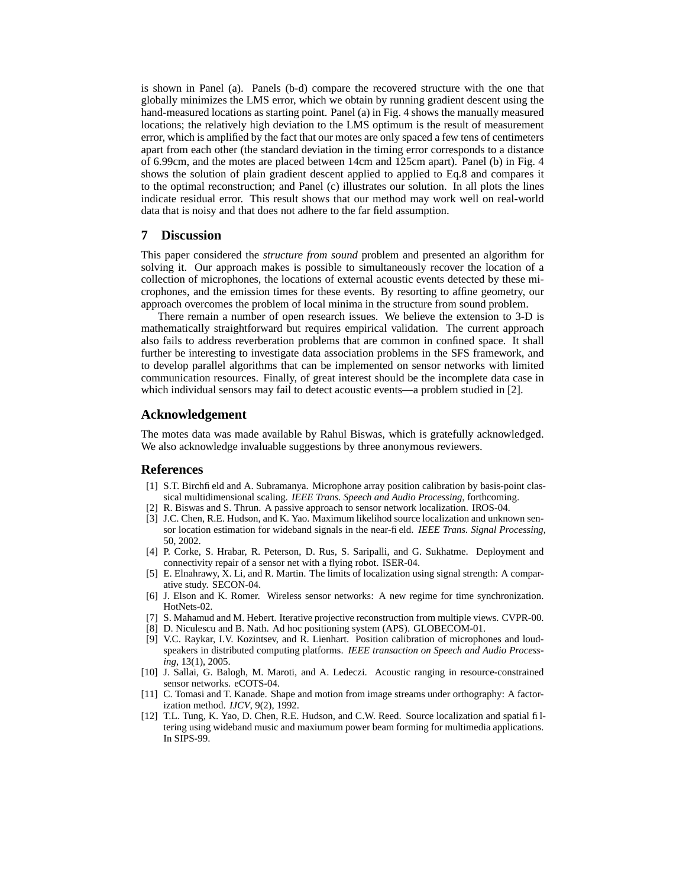is shown in Panel (a). Panels (b-d) compare the recovered structure with the one that globally minimizes the LMS error, which we obtain by running gradient descent using the hand-measured locations as starting point. Panel (a) in Fig. 4 shows the manually measured locations; the relatively high deviation to the LMS optimum is the result of measurement error, which is amplified by the fact that our motes are only spaced a few tens of centimeters apart from each other (the standard deviation in the timing error corresponds to a distance of 6.99cm, and the motes are placed between 14cm and 125cm apart). Panel (b) in Fig. 4 shows the solution of plain gradient descent applied to applied to Eq.8 and compares it to the optimal reconstruction; and Panel (c) illustrates our solution. In all plots the lines indicate residual error. This result shows that our method may work well on real-world data that is noisy and that does not adhere to the far field assumption.

## 7 Discussion

This paper considered the *structure from sound* problem and presented an algorithm for solving it. Our approach makes is possible to simultaneously recover the location of a collection of microphones, the locations of external acoustic events detected by these microphones, and the emission times for these events. By resorting to affine geometry, our approach overcomes the problem of local minima in the structure from sound problem.

There remain a number of open research issues. We believe the extension to 3-D is mathematically straightforward but requires empirical validation. The current approach also fails to address reverberation problems that are common in confined space. It shall further be interesting to investigate data association problems in the SFS framework, and to develop parallel algorithms that can be implemented on sensor networks with limited communication resources. Finally, of great interest should be the incomplete data case in which individual sensors may fail to detect acoustic events—a problem studied in [2].

## Acknowledgement

The motes data was made available by Rahul Biswas, which is gratefully acknowledged. We also acknowledge invaluable suggestions by three anonymous reviewers.

## References

[1] S.T. Birchfield and A. Subramanya. Microphone array position calibration by basis-point classical multidimensional scaling. *IEEE Trans. Speech and Audio Processing*, forthcoming.

[2] R. Biswas and S. Thrun. A passive approach to sensor network localization. IROS-04.

[3] J.C. Chen, R.E. Hudson, and K. Yao. Maximum likelihod source localization and unknown sensor location estimation for wideband signals in the near-field. *IEEE Trans. Signal Processing*, 50, 2002.

[4] P. Corke, S. Hrabar, R. Peterson, D. Rus, S. Saripalli, and G. Sukhatme. Deployment and connectivity repair of a sensor net with a flying robot. ISER-04.

[5] E. Elnahrawy, X. Li, and R. Martin. The limits of localization using signal strength: A comparative study. SECON-04.

[6] J. Elson and K. Romer. Wireless sensor networks: A new regime for time synchronization. HotNets-02.

[7] S. Mahamud and M. Hebert. Iterative projective reconstruction from multiple views. CVPR-00.

[8] D. Niculescu and B. Nath. Ad hoc positioning system (APS). GLOBECOM-01.

[9] V.C. Raykar, I.V. Kozintsev, and R. Lienhart. Position calibration of microphones and loudspeakers in distributed computing platforms. *IEEE transaction on Speech and Audio Processing*, 13(1), 2005.

[10] J. Sallai, G. Balogh, M. Maroti, and A. Ledeczi. Acoustic ranging in resource-constrained sensor networks. eCOTS-04.

[11] C. Tomasi and T. Kanade. Shape and motion from image streams under orthography: A factorization method. *IJCV*, 9(2), 1992.

[12] T.L. Tung, K. Yao, D. Chen, R.E. Hudson, and C.W. Reed. Source localization and spatial filtering using wideband music and maxiumum power beam forming for multimedia applications. In SIPS-99.